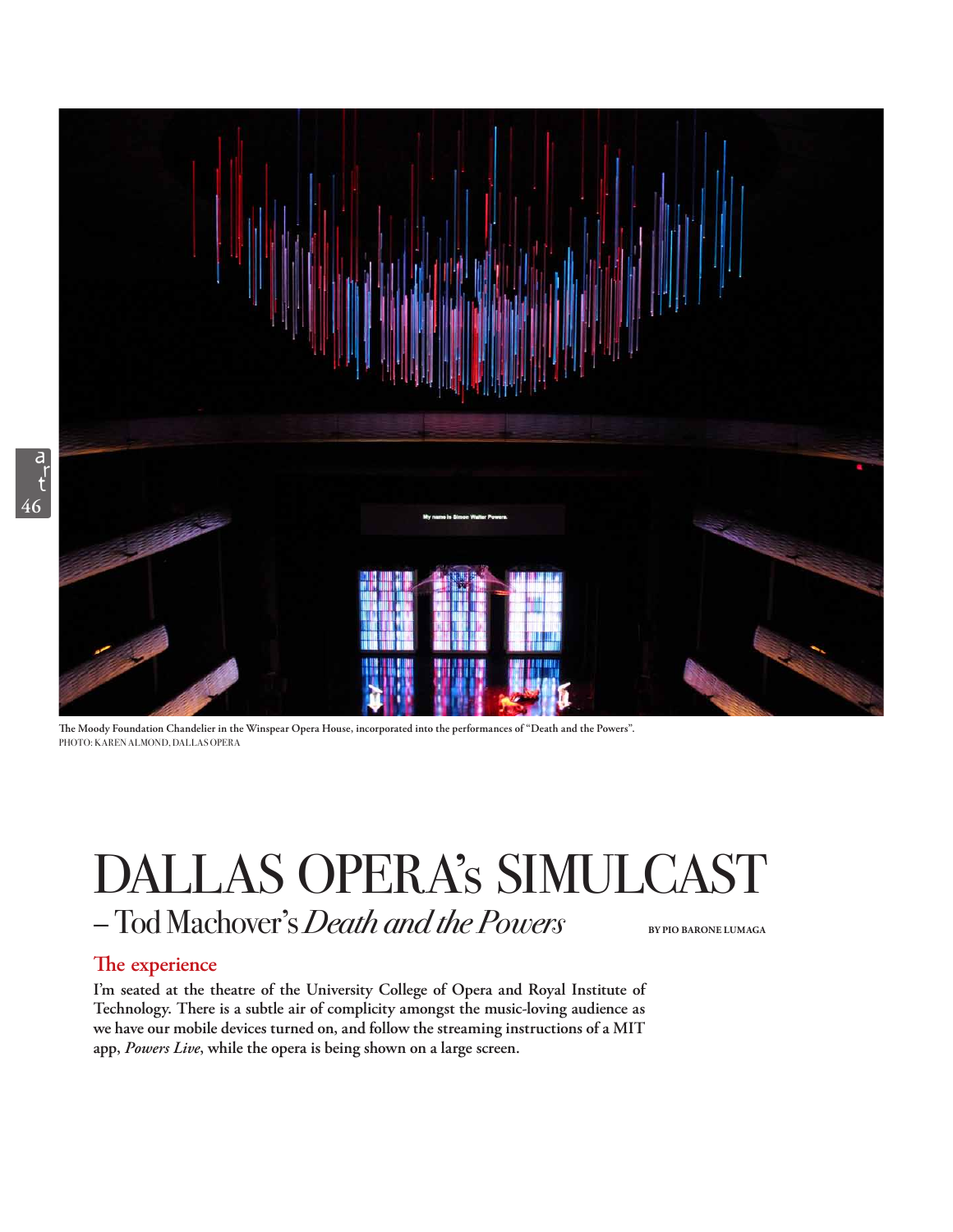The Moody Foundation Chandelier in the Winspear Opera House, incorporated into the performances of "Death and the Powers".
PHOTO: KAREN ALMOND, DALLAS OPERA

# DALLAS OPERA's SIMULCAST

## – Tod Machover's *Death and the Powers*

BY PIO BARONE LUMAGA

### The experience

**I'm seated at the theatre of the University College of Opera and Royal Institute of Technology. There is a subtle air of complicity amongst the music-loving audience as we have our mobile devices turned on, and follow the streaming instructions of a MIT app, *Powers Live*, while the opera is being shown on a large screen.**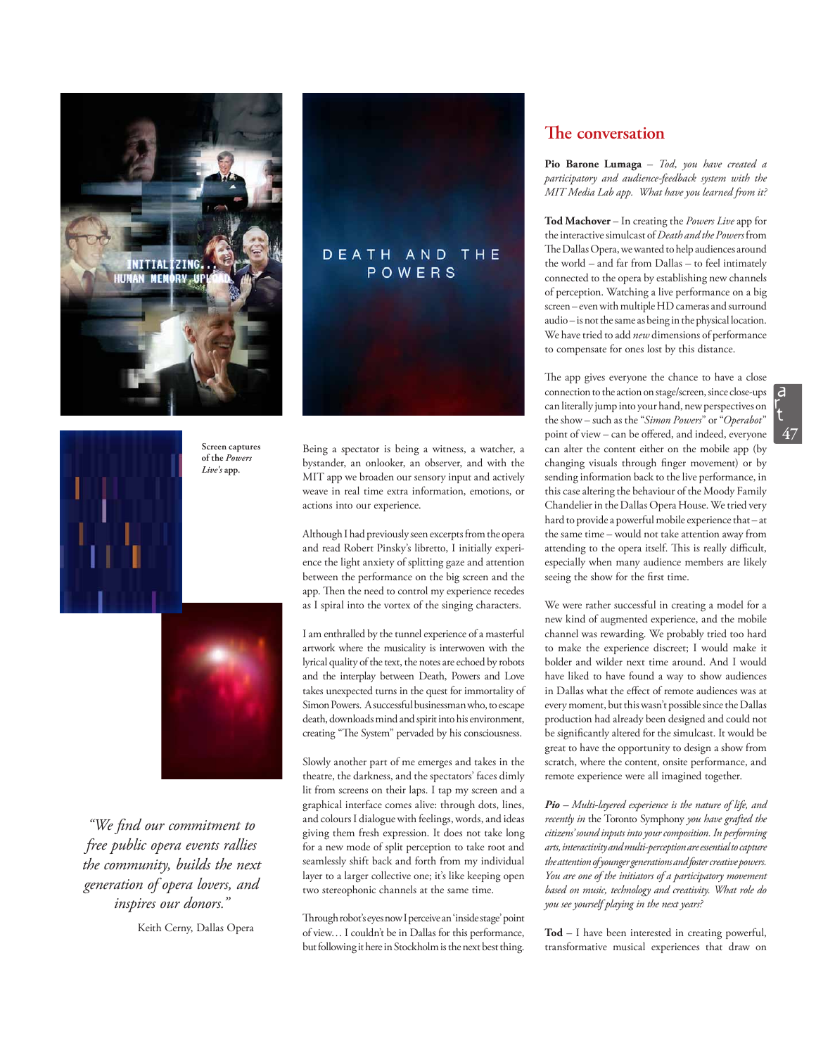Screen captures of the *Powers Live's* app.

> *"We find our commitment to free public opera events rallies the community, builds the next generation of opera lovers, and inspires our donors."*
>
> Keith Cerny, Dallas Opera

Being a spectator is being a witness, a watcher, a bystander, an onlooker, an observer, and with the MIT app we broaden our sensory input and actively weave in real time extra information, emotions, or actions into our experience.

Although I had previously seen excerpts from the opera and read Robert Pinsky's libretto, I initially experience the light anxiety of splitting gaze and attention between the performance on the big screen and the app. Then the need to control my experience recedes as I spiral into the vortex of the singing characters.

I am enthralled by the tunnel experience of a masterful artwork where the musicality is interwoven with the lyrical quality of the text, the notes are echoed by robots and the interplay between Death, Powers and Love takes unexpected turns in the quest for immortality of Simon Powers. A successful businessman who, to escape death, downloads mind and spirit into his environment, creating "The System" pervaded by his consciousness.

Slowly another part of me emerges and takes in the theatre, the darkness, and the spectators' faces dimly lit from screens on their laps. I tap my screen and a graphical interface comes alive: through dots, lines, and colours I dialogue with feelings, words, and ideas giving them fresh expression. It does not take long for a new mode of split perception to take root and seamlessly shift back and forth from my individual layer to a larger collective one; it's like keeping open two stereophonic channels at the same time.

Through robot's eyes now I perceive an 'inside stage' point of view… I couldn't be in Dallas for this performance, but following it here in Stockholm is the next best thing.

## The conversation

**Pio Barone Lumaga** – *Tod, you have created a participatory and audience-feedback system with the MIT Media Lab app. What have you learned from it?*

**Tod Machover** – In creating the *Powers Live* app for the interactive simulcast of *Death and the Powers* from The Dallas Opera, we wanted to help audiences around the world – and far from Dallas – to feel intimately connected to the opera by establishing new channels of perception. Watching a live performance on a big screen – even with multiple HD cameras and surround audio – is not the same as being in the physical location. We have tried to add *new* dimensions of performance to compensate for ones lost by this distance.

The app gives everyone the chance to have a close connection to the action on stage/screen, since close-ups can literally jump into your hand, new perspectives on the show – such as the "*Simon Powers*" or "*Operabot*" point of view – can be offered, and indeed, everyone can alter the content either on the mobile app (by changing visuals through finger movement) or by sending information back to the live performance, in this case altering the behaviour of the Moody Family Chandelier in the Dallas Opera House. We tried very hard to provide a powerful mobile experience that – at the same time – would not take attention away from attending to the opera itself. This is really difficult, especially when many audience members are likely seeing the show for the first time.

We were rather successful in creating a model for a new kind of augmented experience, and the mobile channel was rewarding. We probably tried too hard to make the experience discreet; I would make it bolder and wilder next time around. And I would have liked to have found a way to show audiences in Dallas what the effect of remote audiences was at every moment, but this wasn't possible since the Dallas production had already been designed and could not be significantly altered for the simulcast. It would be great to have the opportunity to design a show from scratch, where the content, onsite performance, and remote experience were all imagined together.

***Pio*** *– Multi-layered experience is the nature of life, and recently in* the Toronto Symphony *you have grafted the citizens' sound inputs into your composition. In performing arts, interactivity and multi-perception are essential to capture the attention of younger generations and foster creative powers. You are one of the initiators of a participatory movement based on music, technology and creativity. What role do you see yourself playing in the next years?*

**Tod** – I have been interested in creating powerful, transformative musical experiences that draw on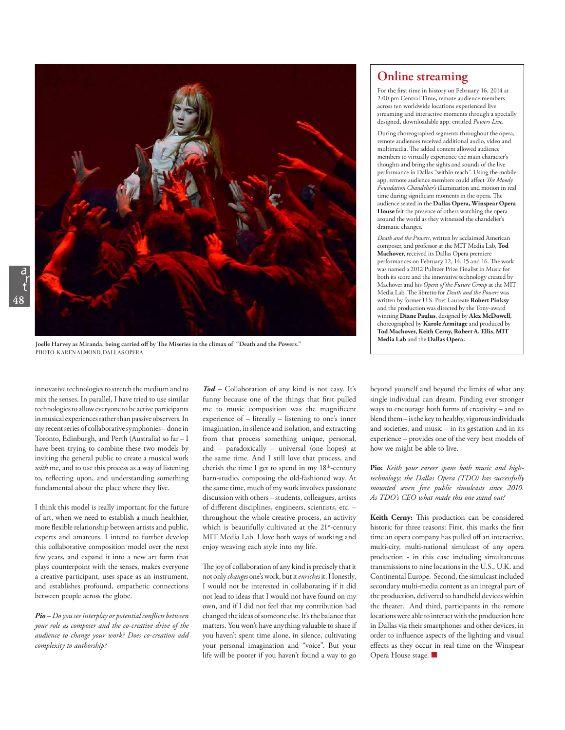Joelle Harvey as Miranda, being carried off by The Miseries in the climax of "Death and the Powers."
PHOTO: KAREN ALMOND, DALLAS OPERA.

## Online streaming

For the first time in history on February 16, 2014 at 2:00 pm Central Time**,** remote audience members across ten worldwide locations experienced live streaming and interactive moments through a specially designed, downloadable app, entitled *Powers Live.*

During choreographed segments throughout the opera, remote audiences received additional audio, video and multimedia. The added content allowed audience members to virtually experience the main character's thoughts and bring the sights and sounds of the live performance in Dallas "within reach". Using the mobile app, remote audience members could affect *The Moody Foundation Chandelier's* illumination and motion in real time during significant moments in the opera. The audience seated in the **Dallas Opera, Winspear Opera House** felt the presence of others watching the opera around the world as they witnessed the chandelier's dramatic changes.

*Death and the Powers,* written by acclaimed American composer, and professor at the MIT Media Lab, **Tod Machover**, received its Dallas Opera premiere performances on February 12, 14, 15 and 16. The work was named a 2012 Pulitzer Prize Finalist in Music for both its score and the innovative technology created by Machover and his *Opera of the Future Group* at the MIT Media Lab. The libretto for *Death and the Powers* was written by former U.S. Poet Laureate **Robert Pinksy** and the production was directed by the Tony-award winning **Diane Paulus**, designed by **Alex McDowell**, choreographed by **Karole Armitage** and produced by **Tod Machover, Keith Cerny, Robert A. Ellis**, **MIT Media Lab** and the **Dallas Opera.**

innovative technologies to stretch the medium and to mix the senses. In parallel, I have tried to use similar technologies to allow everyone to be active participants in musical experiences rather than passive observers. In my recent series of collaborative symphonies – done in Toronto, Edinburgh, and Perth (Australia) so far – I have been trying to combine these two models by inviting the general public to create a musical work *with* me, and to use this process as a way of listening to, reflecting upon, and understanding something fundamental about the place where they live.

I think this model is really important for the future of art, when we need to establish a much healthier, more flexible relationship between artists and public, experts and amateurs. I intend to further develop this collaborative composition model over the next few years, and expand it into a new art form that plays counterpoint with the senses, makes everyone a creative participant, uses space as an instrument, and establishes profound, empathetic connections between people across the globe.

***Pio*** *– Do you see interplay or potential conflicts between your role as composer and the co-creative drive of the audience to change your work? Does co-creation add complexity to authorship?*

***Tod*** – Collaboration of any kind is not easy. It's funny because one of the things that first pulled me to music composition was the magnificent experience of – literally – listening to one's inner imagination, in silence and isolation, and extracting from that process something unique, personal, and – paradoxically – universal (one hopes) at the same time. And I still love that process, and cherish the time I get to spend in my 18th-century barn-studio, composing the old-fashioned way. At the same time, much of my work involves passionate discussion with others – students, colleagues, artists of different disciplines, engineers, scientists, etc. – throughout the whole creative process, an activity which is beautifully cultivated at the 21st-century MIT Media Lab. I love both ways of working and enjoy weaving each style into my life.

The joy of collaboration of any kind is precisely that it not only *changes* one's work, but it *enriches* it. Honestly, I would not be interested in collaborating if it did not lead to ideas that I would not have found on my own, and if I did not feel that my contribution had changed the ideas of someone else. It's the balance that matters. You won't have anything valuable to share if you haven't spent time alone, in silence, cultivating your personal imagination and "voice". But your life will be poorer if you haven't found a way to go beyond yourself and beyond the limits of what any single individual can dream. Finding ever stronger ways to encourage both forms of creativity – and to blend them – is the key to healthy, vigorous individuals and societies, and music – in its gestation and in its experience – provides one of the very best models of how we might be able to live.

**Pio:** *Keith your career spans both music and high-technology; the Dallas Opera (TDO) has successfully mounted seven free public simulcasts since 2010. As TDO's CEO what made this one stand out?*

**Keith Cerny:** This production can be considered historic for three reasons: First, this marks the first time an opera company has pulled off an interactive, multi-city, multi-national simulcast of any opera production - in this case including simultaneous transmissions to nine locations in the U.S., U.K. and Continental Europe. Second, the simulcast included secondary multi-media content as an integral part of the production, delivered to handheld devices within the theater. And third, participants in the remote locations were able to interact with the production here in Dallas via their smartphones and other devices, in order to influence aspects of the lighting and visual effects as they occur in real time on the Winspear Opera House stage. ■